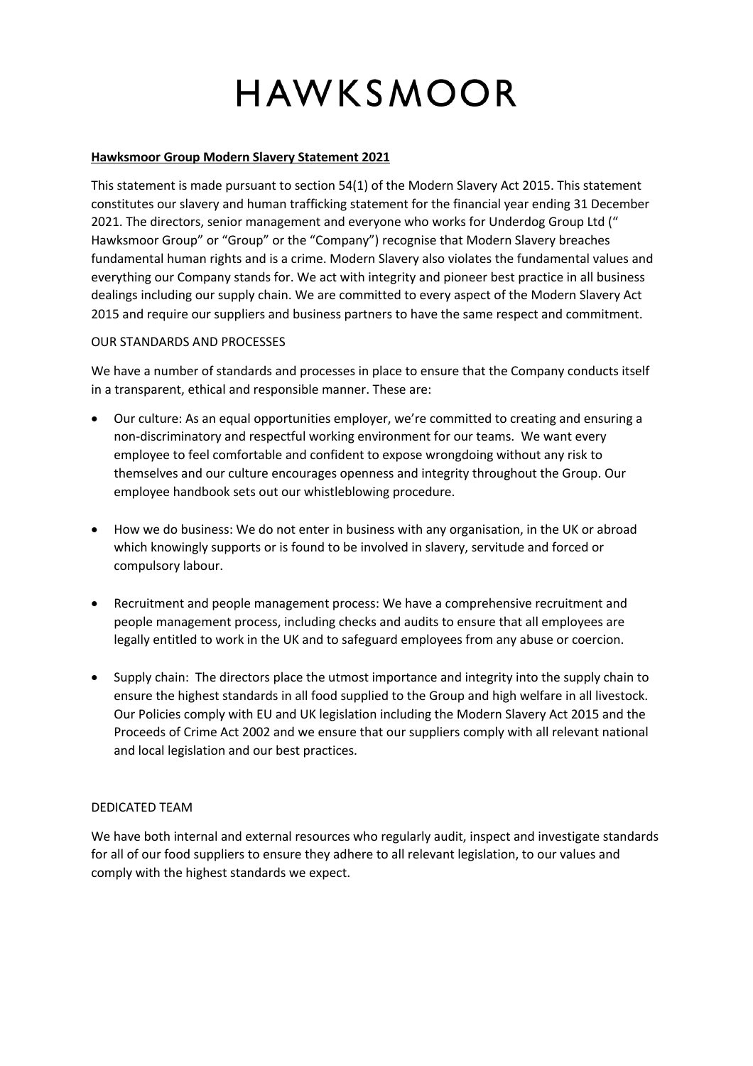# HAWKSMOOR

**Hawksmoor Group Modern Slavery Statement 2021**

This statement is made pursuant to section 54(1) of the Modern Slavery Act 2015. This statement constitutes our slavery and human trafficking statement for the financial year ending 31 December 2021. The directors, senior management and everyone who works for Underdog Group Ltd (" Hawksmoor Group" or "Group" or the "Company") recognise that Modern Slavery breaches fundamental human rights and is a crime. Modern Slavery also violates the fundamental values and everything our Company stands for. We act with integrity and pioneer best practice in all business dealings including our supply chain. We are committed to every aspect of the Modern Slavery Act 2015 and require our suppliers and business partners to have the same respect and commitment.

OUR STANDARDS AND PROCESSES

We have a number of standards and processes in place to ensure that the Company conducts itself in a transparent, ethical and responsible manner. These are:

- Our culture: As an equal opportunities employer, we're committed to creating and ensuring a non-discriminatory and respectful working environment for our teams. We want every employee to feel comfortable and confident to expose wrongdoing without any risk to themselves and our culture encourages openness and integrity throughout the Group. Our employee handbook sets out our whistleblowing procedure.

- How we do business: We do not enter in business with any organisation, in the UK or abroad which knowingly supports or is found to be involved in slavery, servitude and forced or compulsory labour.

- Recruitment and people management process: We have a comprehensive recruitment and people management process, including checks and audits to ensure that all employees are legally entitled to work in the UK and to safeguard employees from any abuse or coercion.

- Supply chain: The directors place the utmost importance and integrity into the supply chain to ensure the highest standards in all food supplied to the Group and high welfare in all livestock. Our Policies comply with EU and UK legislation including the Modern Slavery Act 2015 and the Proceeds of Crime Act 2002 and we ensure that our suppliers comply with all relevant national and local legislation and our best practices.

DEDICATED TEAM

We have both internal and external resources who regularly audit, inspect and investigate standards for all of our food suppliers to ensure they adhere to all relevant legislation, to our values and comply with the highest standards we expect.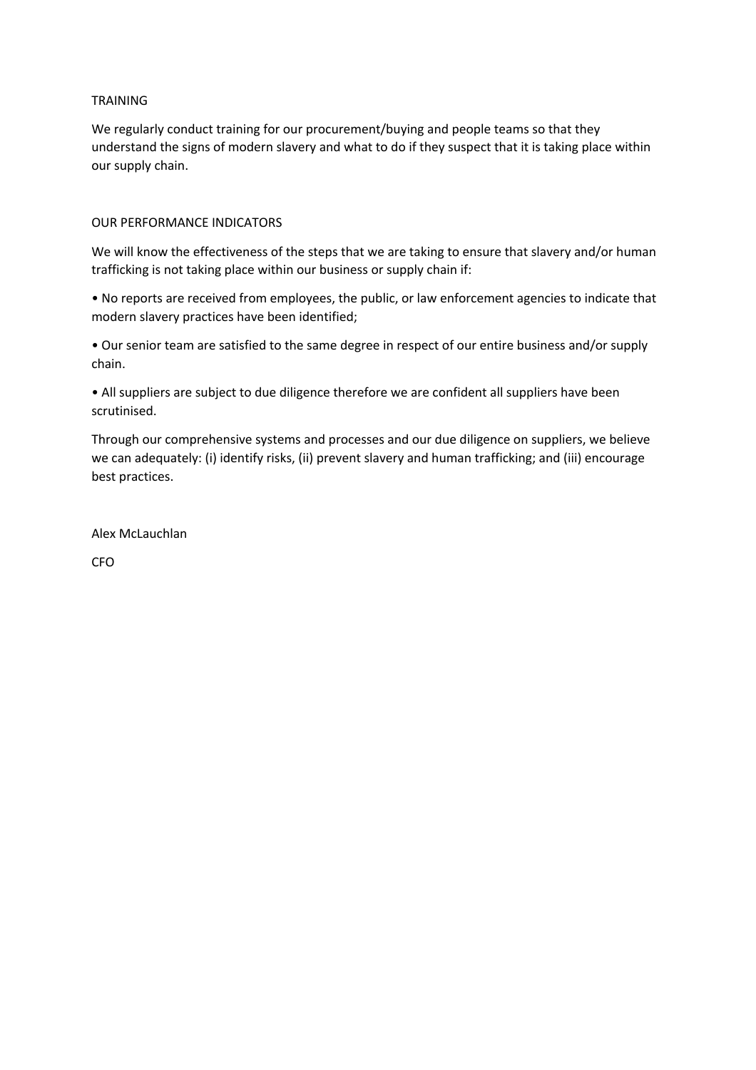## TRAINING

We regularly conduct training for our procurement/buying and people teams so that they understand the signs of modern slavery and what to do if they suspect that it is taking place within our supply chain.

## OUR PERFORMANCE INDICATORS

We will know the effectiveness of the steps that we are taking to ensure that slavery and/or human trafficking is not taking place within our business or supply chain if:

- No reports are received from employees, the public, or law enforcement agencies to indicate that modern slavery practices have been identified;
- Our senior team are satisfied to the same degree in respect of our entire business and/or supply chain.
- All suppliers are subject to due diligence therefore we are confident all suppliers have been scrutinised.

Through our comprehensive systems and processes and our due diligence on suppliers, we believe we can adequately: (i) identify risks, (ii) prevent slavery and human trafficking; and (iii) encourage best practices.

Alex McLauchlan

CFO